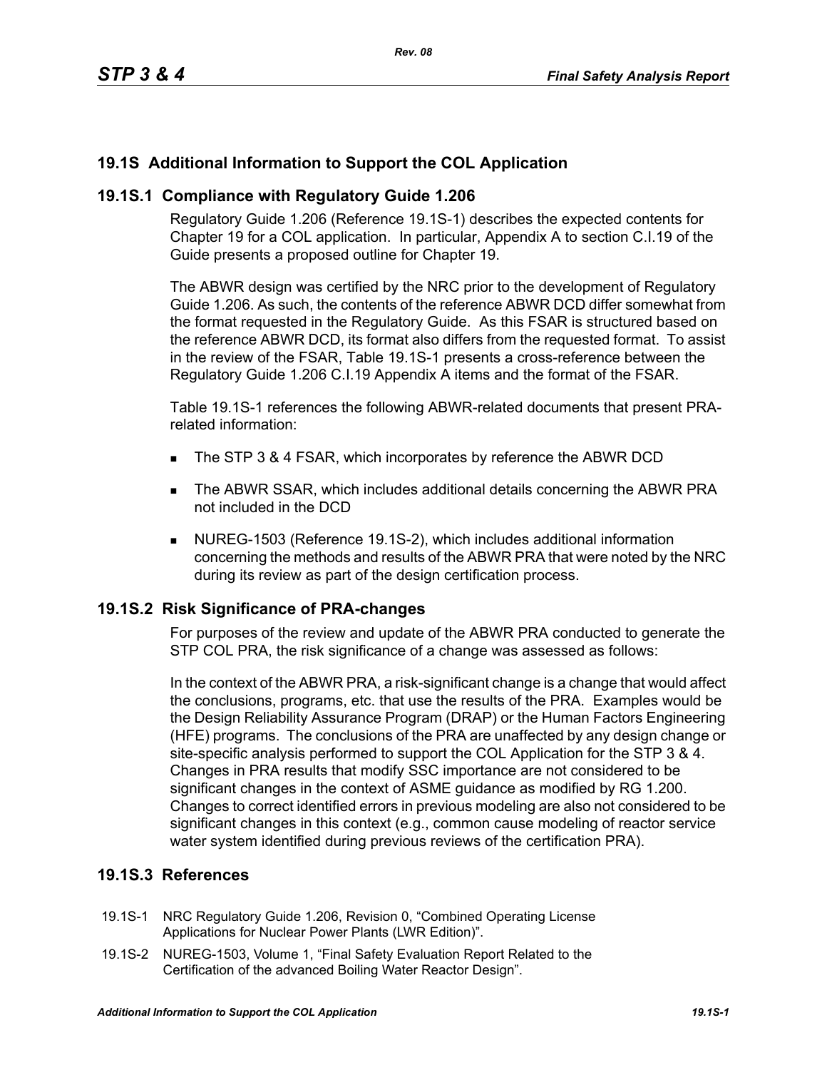## 19.1S Additional Information to Support the COL Application

### 19.1S.1 Compliance with Regulatory Guide 1.206

Regulatory Guide 1.206 (Reference 19.1S-1) describes the expected contents for Chapter 19 for a COL application. In particular, Appendix A to section C.I.19 of the Guide presents a proposed outline for Chapter 19.

The ABWR design was certified by the NRC prior to the development of Regulatory Guide 1.206. As such, the contents of the reference ABWR DCD differ somewhat from the format requested in the Regulatory Guide. As this FSAR is structured based on the reference ABWR DCD, its format also differs from the requested format. To assist in the review of the FSAR, Table 19.1S-1 presents a cross-reference between the Regulatory Guide 1.206 C.I.19 Appendix A items and the format of the FSAR.

Table 19.1S-1 references the following ABWR-related documents that present PRA-related information:

- The STP 3 & 4 FSAR, which incorporates by reference the ABWR DCD
- The ABWR SSAR, which includes additional details concerning the ABWR PRA not included in the DCD
- NUREG-1503 (Reference 19.1S-2), which includes additional information concerning the methods and results of the ABWR PRA that were noted by the NRC during its review as part of the design certification process.

### 19.1S.2 Risk Significance of PRA-changes

For purposes of the review and update of the ABWR PRA conducted to generate the STP COL PRA, the risk significance of a change was assessed as follows:

In the context of the ABWR PRA, a risk-significant change is a change that would affect the conclusions, programs, etc. that use the results of the PRA. Examples would be the Design Reliability Assurance Program (DRAP) or the Human Factors Engineering (HFE) programs. The conclusions of the PRA are unaffected by any design change or site-specific analysis performed to support the COL Application for the STP 3 & 4. Changes in PRA results that modify SSC importance are not considered to be significant changes in the context of ASME guidance as modified by RG 1.200. Changes to correct identified errors in previous modeling are also not considered to be significant changes in this context (e.g., common cause modeling of reactor service water system identified during previous reviews of the certification PRA).

### 19.1S.3 References

19.1S-1 NRC Regulatory Guide 1.206, Revision 0, "Combined Operating License Applications for Nuclear Power Plants (LWR Edition)".

19.1S-2 NUREG-1503, Volume 1, "Final Safety Evaluation Report Related to the Certification of the advanced Boiling Water Reactor Design".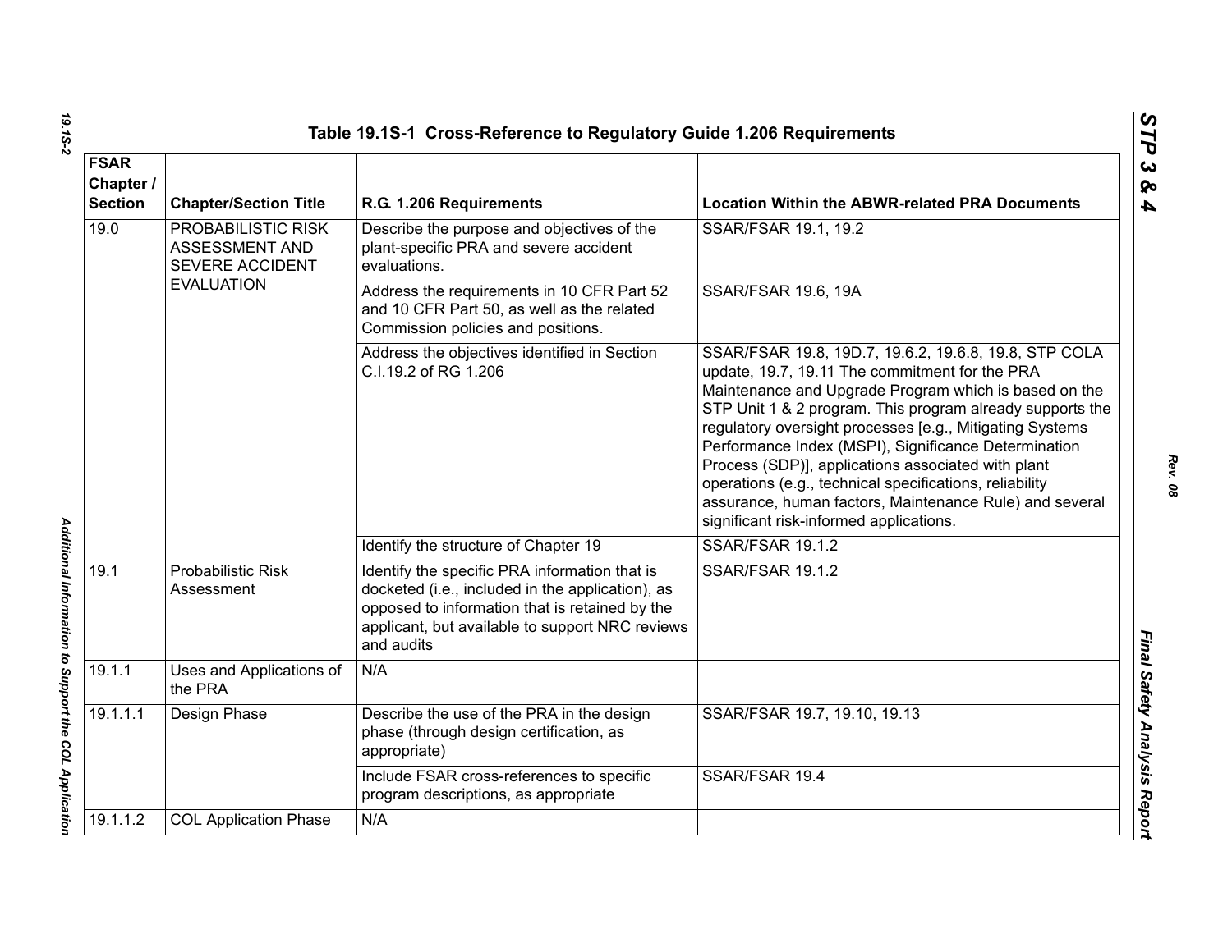**Table 19.1S-1 Cross-Reference to Regulatory Guide 1.206 Requirements**

| FSAR Chapter / Section | Chapter/Section Title | R.G. 1.206 Requirements | Location Within the ABWR-related PRA Documents |
|---|---|---|---|
| 19.0 | PROBABILISTIC RISK ASSESSMENT AND SEVERE ACCIDENT EVALUATION | Describe the purpose and objectives of the plant-specific PRA and severe accident evaluations. | SSAR/FSAR 19.1, 19.2 |
| | | Address the requirements in 10 CFR Part 52 and 10 CFR Part 50, as well as the related Commission policies and positions. | SSAR/FSAR 19.6, 19A |
| | | Address the objectives identified in Section C.I.19.2 of RG 1.206 | SSAR/FSAR 19.8, 19D.7, 19.6.2, 19.6.8, 19.8, STP COLA update, 19.7, 19.11 The commitment for the PRA Maintenance and Upgrade Program which is based on the STP Unit 1 & 2 program. This program already supports the regulatory oversight processes [e.g., Mitigating Systems Performance Index (MSPI), Significance Determination Process (SDP)], applications associated with plant operations (e.g., technical specifications, reliability assurance, human factors, Maintenance Rule) and several significant risk-informed applications. |
| | | Identify the structure of Chapter 19 | SSAR/FSAR 19.1.2 |
| 19.1 | Probabilistic Risk Assessment | Identify the specific PRA information that is docketed (i.e., included in the application), as opposed to information that is retained by the applicant, but available to support NRC reviews and audits | SSAR/FSAR 19.1.2 |
| 19.1.1 | Uses and Applications of the PRA | N/A | |
| 19.1.1.1 | Design Phase | Describe the use of the PRA in the design phase (through design certification, as appropriate) | SSAR/FSAR 19.7, 19.10, 19.13 |
| | | Include FSAR cross-references to specific program descriptions, as appropriate | SSAR/FSAR 19.4 |
| 19.1.1.2 | COL Application Phase | N/A | |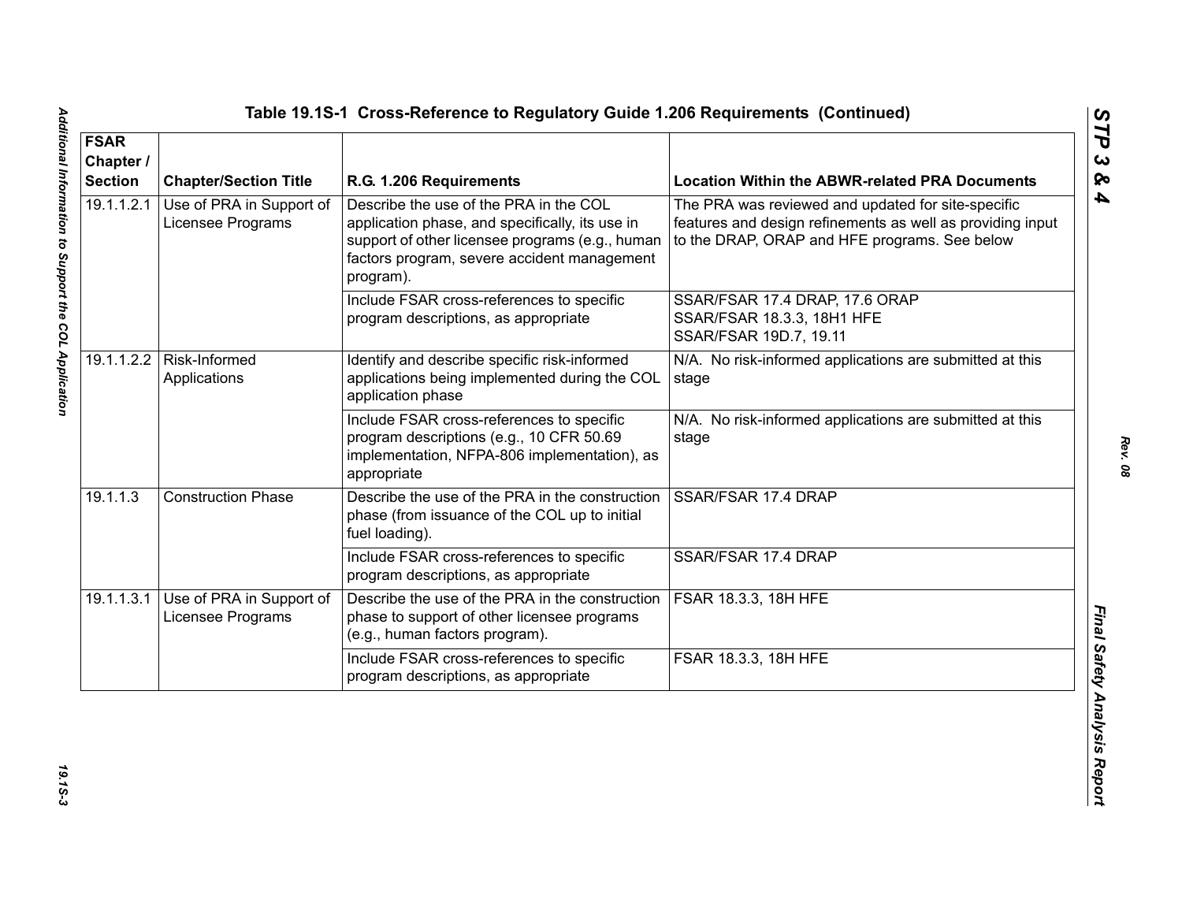## Table 19.1S-1 Cross-Reference to Regulatory Guide 1.206 Requirements (Continued)

| FSAR Chapter / Section | Chapter/Section Title | R.G. 1.206 Requirements | Location Within the ABWR-related PRA Documents |
|---|---|---|---|
| 19.1.1.2.1 | Use of PRA in Support of Licensee Programs | Describe the use of the PRA in the COL application phase, and specifically, its use in support of other licensee programs (e.g., human factors program, severe accident management program). | The PRA was reviewed and updated for site-specific features and design refinements as well as providing input to the DRAP, ORAP and HFE programs. See below |
| | | Include FSAR cross-references to specific program descriptions, as appropriate | SSAR/FSAR 17.4 DRAP, 17.6 ORAP<br>SSAR/FSAR 18.3.3, 18H1 HFE<br>SSAR/FSAR 19D.7, 19.11 |
| 19.1.1.2.2 | Risk-Informed Applications | Identify and describe specific risk-informed applications being implemented during the COL application phase | N/A. No risk-informed applications are submitted at this stage |
| | | Include FSAR cross-references to specific program descriptions (e.g., 10 CFR 50.69 implementation, NFPA-806 implementation), as appropriate | N/A. No risk-informed applications are submitted at this stage |
| 19.1.1.3 | Construction Phase | Describe the use of the PRA in the construction phase (from issuance of the COL up to initial fuel loading). | SSAR/FSAR 17.4 DRAP |
| | | Include FSAR cross-references to specific program descriptions, as appropriate | SSAR/FSAR 17.4 DRAP |
| 19.1.1.3.1 | Use of PRA in Support of Licensee Programs | Describe the use of the PRA in the construction phase to support of other licensee programs (e.g., human factors program). | FSAR 18.3.3, 18H HFE |
| | | Include FSAR cross-references to specific program descriptions, as appropriate | FSAR 18.3.3, 18H HFE |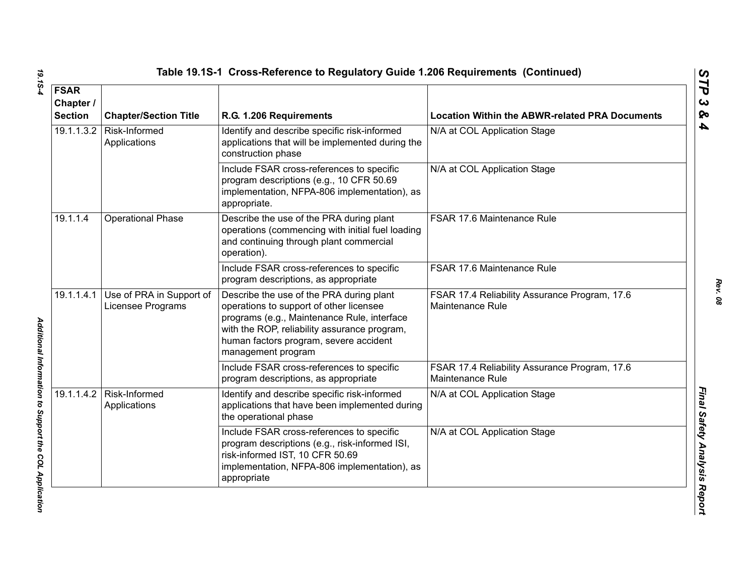## Table 19.1S-1 Cross-Reference to Regulatory Guide 1.206 Requirements (Continued)

| FSAR Chapter / Section | Chapter/Section Title | R.G. 1.206 Requirements | Location Within the ABWR-related PRA Documents |
|---|---|---|---|
| 19.1.1.3.2 | Risk-Informed Applications | Identify and describe specific risk-informed applications that will be implemented during the construction phase | N/A at COL Application Stage |
| | | Include FSAR cross-references to specific program descriptions (e.g., 10 CFR 50.69 implementation, NFPA-806 implementation), as appropriate. | N/A at COL Application Stage |
| 19.1.1.4 | Operational Phase | Describe the use of the PRA during plant operations (commencing with initial fuel loading and continuing through plant commercial operation). | FSAR 17.6 Maintenance Rule |
| | | Include FSAR cross-references to specific program descriptions, as appropriate | FSAR 17.6 Maintenance Rule |
| 19.1.1.4.1 | Use of PRA in Support of Licensee Programs | Describe the use of the PRA during plant operations to support of other licensee programs (e.g., Maintenance Rule, interface with the ROP, reliability assurance program, human factors program, severe accident management program | FSAR 17.4 Reliability Assurance Program, 17.6 Maintenance Rule |
| | | Include FSAR cross-references to specific program descriptions, as appropriate | FSAR 17.4 Reliability Assurance Program, 17.6 Maintenance Rule |
| 19.1.1.4.2 | Risk-Informed Applications | Identify and describe specific risk-informed applications that have been implemented during the operational phase | N/A at COL Application Stage |
| | | Include FSAR cross-references to specific program descriptions (e.g., risk-informed ISI, risk-informed IST, 10 CFR 50.69 implementation, NFPA-806 implementation), as appropriate | N/A at COL Application Stage |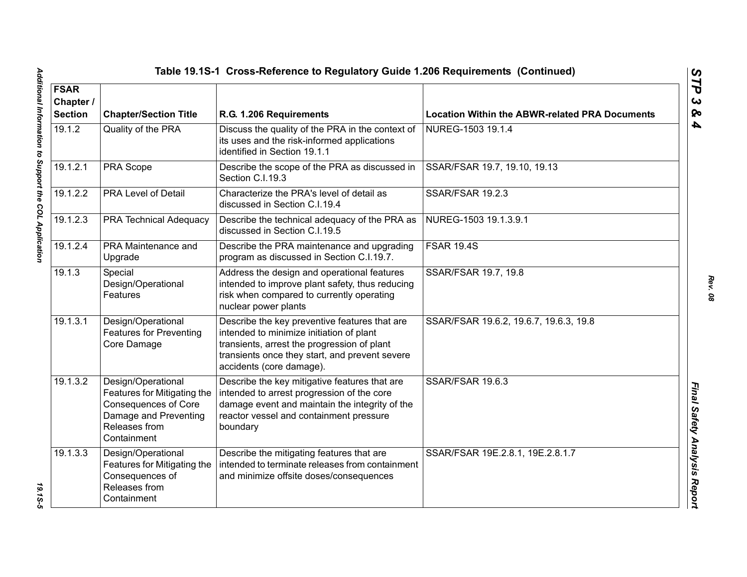## Table 19.1S-1 Cross-Reference to Regulatory Guide 1.206 Requirements (Continued)

| FSAR Chapter / Section | Chapter/Section Title | R.G. 1.206 Requirements | Location Within the ABWR-related PRA Documents |
|---|---|---|---|
| 19.1.2 | Quality of the PRA | Discuss the quality of the PRA in the context of its uses and the risk-informed applications identified in Section 19.1.1 | NUREG-1503 19.1.4 |
| 19.1.2.1 | PRA Scope | Describe the scope of the PRA as discussed in Section C.I.19.3 | SSAR/FSAR 19.7, 19.10, 19.13 |
| 19.1.2.2 | PRA Level of Detail | Characterize the PRA's level of detail as discussed in Section C.I.19.4 | SSAR/FSAR 19.2.3 |
| 19.1.2.3 | PRA Technical Adequacy | Describe the technical adequacy of the PRA as discussed in Section C.I.19.5 | NUREG-1503 19.1.3.9.1 |
| 19.1.2.4 | PRA Maintenance and Upgrade | Describe the PRA maintenance and upgrading program as discussed in Section C.I.19.7. | FSAR 19.4S |
| 19.1.3 | Special Design/Operational Features | Address the design and operational features intended to improve plant safety, thus reducing risk when compared to currently operating nuclear power plants | SSAR/FSAR 19.7, 19.8 |
| 19.1.3.1 | Design/Operational Features for Preventing Core Damage | Describe the key preventive features that are intended to minimize initiation of plant transients, arrest the progression of plant transients once they start, and prevent severe accidents (core damage). | SSAR/FSAR 19.6.2, 19.6.7, 19.6.3, 19.8 |
| 19.1.3.2 | Design/Operational Features for Mitigating the Consequences of Core Damage and Preventing Releases from Containment | Describe the key mitigative features that are intended to arrest progression of the core damage event and maintain the integrity of the reactor vessel and containment pressure boundary | SSAR/FSAR 19.6.3 |
| 19.1.3.3 | Design/Operational Features for Mitigating the Consequences of Releases from Containment | Describe the mitigating features that are intended to terminate releases from containment and minimize offsite doses/consequences | SSAR/FSAR 19E.2.8.1, 19E.2.8.1.7 |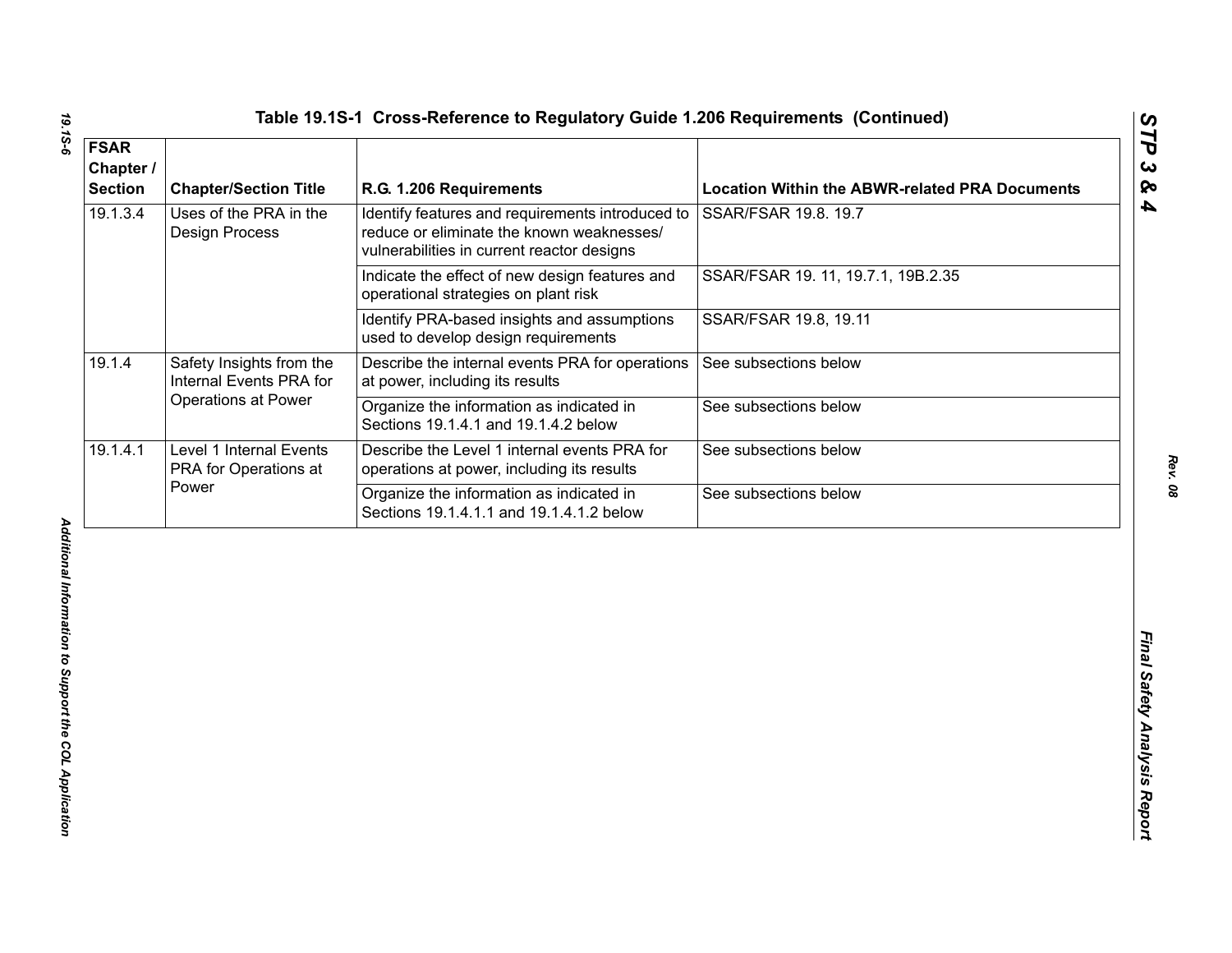## Table 19.1S-1 Cross-Reference to Regulatory Guide 1.206 Requirements (Continued)

| FSAR Chapter / Section | Chapter/Section Title | R.G. 1.206 Requirements | Location Within the ABWR-related PRA Documents |
|---|---|---|---|
| 19.1.3.4 | Uses of the PRA in the Design Process | Identify features and requirements introduced to reduce or eliminate the known weaknesses/ vulnerabilities in current reactor designs | SSAR/FSAR 19.8. 19.7 |
| | | Indicate the effect of new design features and operational strategies on plant risk | SSAR/FSAR 19. 11, 19.7.1, 19B.2.35 |
| | | Identify PRA-based insights and assumptions used to develop design requirements | SSAR/FSAR 19.8, 19.11 |
| 19.1.4 | Safety Insights from the Internal Events PRA for Operations at Power | Describe the internal events PRA for operations at power, including its results | See subsections below |
| | | Organize the information as indicated in Sections 19.1.4.1 and 19.1.4.2 below | See subsections below |
| 19.1.4.1 | Level 1 Internal Events PRA for Operations at Power | Describe the Level 1 internal events PRA for operations at power, including its results | See subsections below |
| | | Organize the information as indicated in Sections 19.1.4.1.1 and 19.1.4.1.2 below | See subsections below |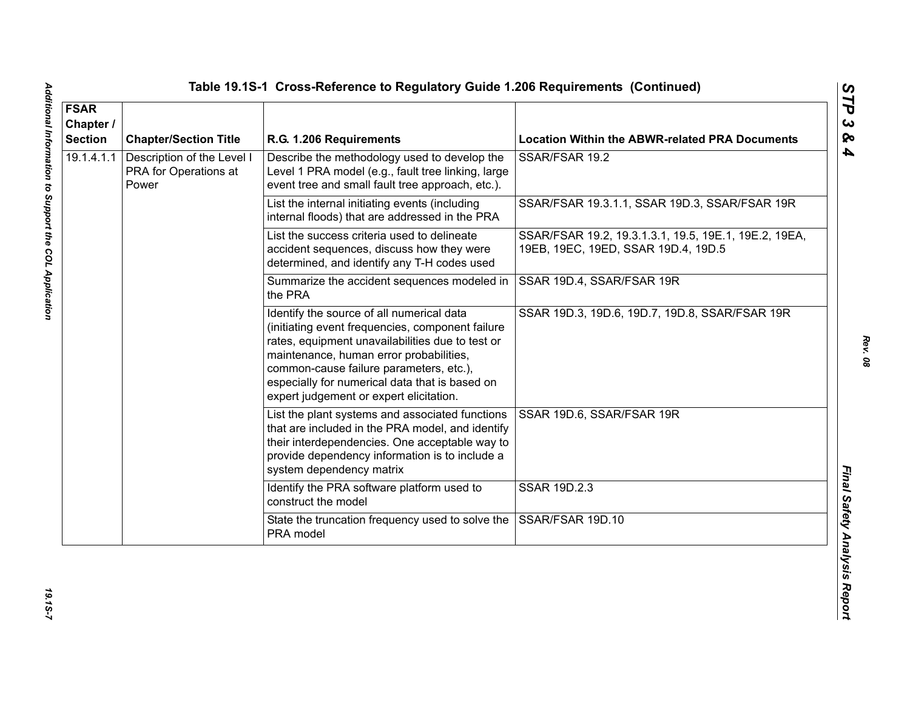## Table 19.1S-1 Cross-Reference to Regulatory Guide 1.206 Requirements (Continued)

| FSAR Chapter / Section | Chapter/Section Title | R.G. 1.206 Requirements | Location Within the ABWR-related PRA Documents |
|---|---|---|---|
| 19.1.4.1.1 | Description of the Level I PRA for Operations at Power | Describe the methodology used to develop the Level 1 PRA model (e.g., fault tree linking, large event tree and small fault tree approach, etc.). | SSAR/FSAR 19.2 |
| | | List the internal initiating events (including internal floods) that are addressed in the PRA | SSAR/FSAR 19.3.1.1, SSAR 19D.3, SSAR/FSAR 19R |
| | | List the success criteria used to delineate accident sequences, discuss how they were determined, and identify any T-H codes used | SSAR/FSAR 19.2, 19.3.1.3.1, 19.5, 19E.1, 19E.2, 19EA, 19EB, 19EC, 19ED, SSAR 19D.4, 19D.5 |
| | | Summarize the accident sequences modeled in the PRA | SSAR 19D.4, SSAR/FSAR 19R |
| | | Identify the source of all numerical data (initiating event frequencies, component failure rates, equipment unavailabilities due to test or maintenance, human error probabilities, common-cause failure parameters, etc.), especially for numerical data that is based on expert judgement or expert elicitation. | SSAR 19D.3, 19D.6, 19D.7, 19D.8, SSAR/FSAR 19R |
| | | List the plant systems and associated functions that are included in the PRA model, and identify their interdependencies. One acceptable way to provide dependency information is to include a system dependency matrix | SSAR 19D.6, SSAR/FSAR 19R |
| | | Identify the PRA software platform used to construct the model | SSAR 19D.2.3 |
| | | State the truncation frequency used to solve the PRA model | SSAR/FSAR 19D.10 |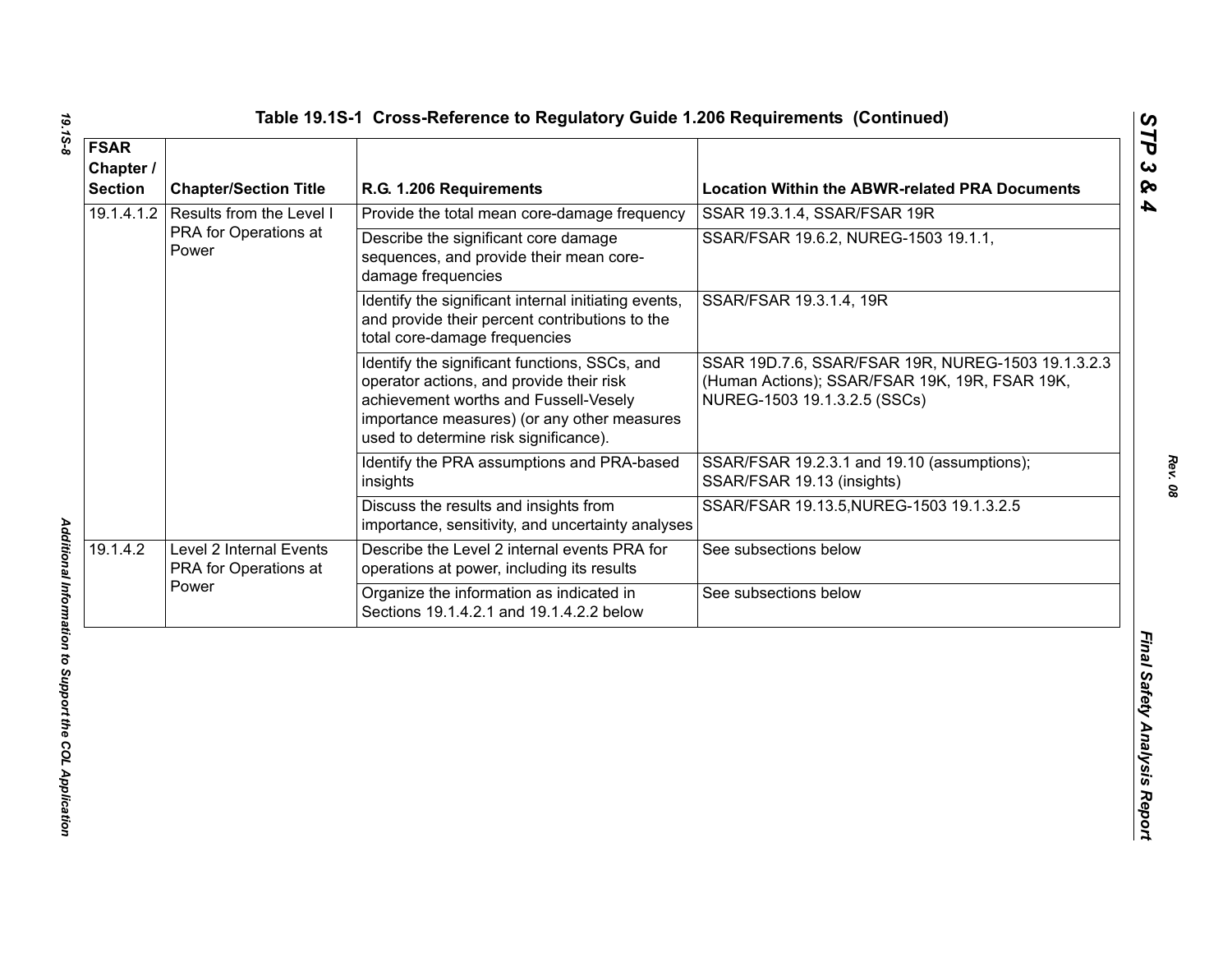**Table 19.1S-1 Cross-Reference to Regulatory Guide 1.206 Requirements (Continued)**

| FSAR Chapter / Section | Chapter/Section Title | R.G. 1.206 Requirements | Location Within the ABWR-related PRA Documents |
|---|---|---|---|
| 19.1.4.1.2 | Results from the Level I PRA for Operations at Power | Provide the total mean core-damage frequency | SSAR 19.3.1.4, SSAR/FSAR 19R |
| | | Describe the significant core damage sequences, and provide their mean core-damage frequencies | SSAR/FSAR 19.6.2, NUREG-1503 19.1.1, |
| | | Identify the significant internal initiating events, and provide their percent contributions to the total core-damage frequencies | SSAR/FSAR 19.3.1.4, 19R |
| | | Identify the significant functions, SSCs, and operator actions, and provide their risk achievement worths and Fussell-Vesely importance measures) (or any other measures used to determine risk significance). | SSAR 19D.7.6, SSAR/FSAR 19R, NUREG-1503 19.1.3.2.3 (Human Actions); SSAR/FSAR 19K, 19R, FSAR 19K, NUREG-1503 19.1.3.2.5 (SSCs) |
| | | Identify the PRA assumptions and PRA-based insights | SSAR/FSAR 19.2.3.1 and 19.10 (assumptions); SSAR/FSAR 19.13 (insights) |
| | | Discuss the results and insights from importance, sensitivity, and uncertainty analyses | SSAR/FSAR 19.13.5,NUREG-1503 19.1.3.2.5 |
| 19.1.4.2 | Level 2 Internal Events PRA for Operations at Power | Describe the Level 2 internal events PRA for operations at power, including its results | See subsections below |
| | | Organize the information as indicated in Sections 19.1.4.2.1 and 19.1.4.2.2 below | See subsections below |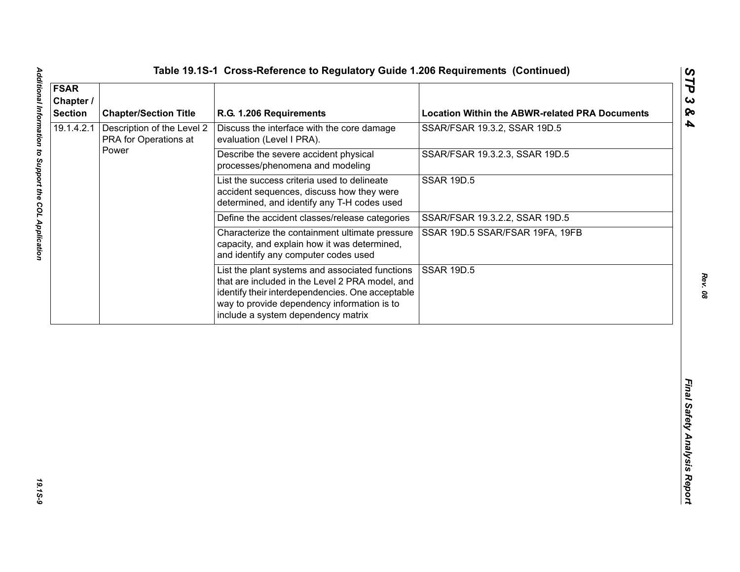## Table 19.1S-1 Cross-Reference to Regulatory Guide 1.206 Requirements (Continued)

| FSAR Chapter / Section | Chapter/Section Title | R.G. 1.206 Requirements | Location Within the ABWR-related PRA Documents |
|---|---|---|---|
| 19.1.4.2.1 | Description of the Level 2 PRA for Operations at Power | Discuss the interface with the core damage evaluation (Level I PRA). | SSAR/FSAR 19.3.2, SSAR 19D.5 |
| | | Describe the severe accident physical processes/phenomena and modeling | SSAR/FSAR 19.3.2.3, SSAR 19D.5 |
| | | List the success criteria used to delineate accident sequences, discuss how they were determined, and identify any T-H codes used | SSAR 19D.5 |
| | | Define the accident classes/release categories | SSAR/FSAR 19.3.2.2, SSAR 19D.5 |
| | | Characterize the containment ultimate pressure capacity, and explain how it was determined, and identify any computer codes used | SSAR 19D.5 SSAR/FSAR 19FA, 19FB |
| | | List the plant systems and associated functions that are included in the Level 2 PRA model, and identify their interdependencies. One acceptable way to provide dependency information is to include a system dependency matrix | SSAR 19D.5 |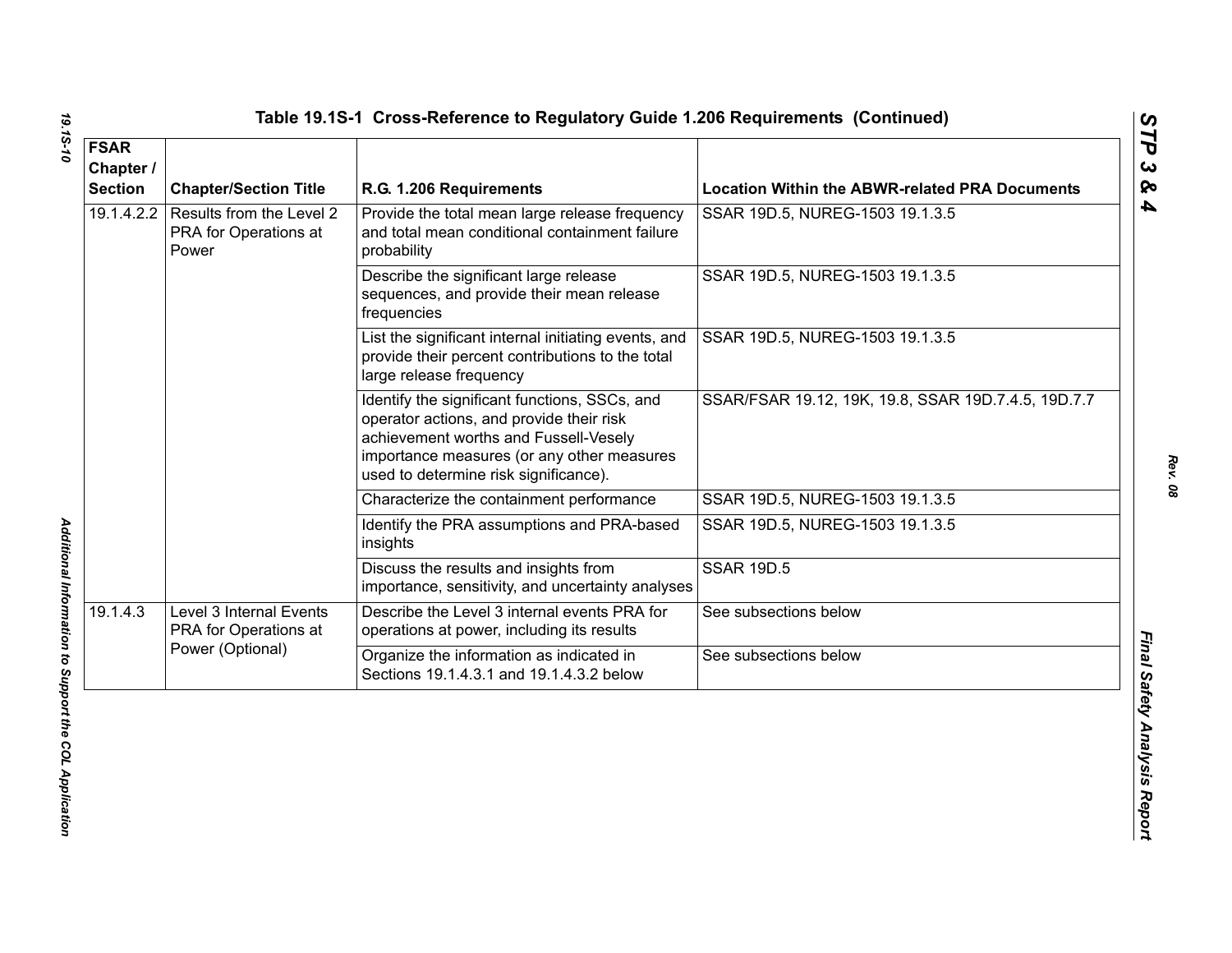Table 19.1S-1 Cross-Reference to Regulatory Guide 1.206 Requirements (Continued)

| FSAR Chapter / Section | Chapter/Section Title | R.G. 1.206 Requirements | Location Within the ABWR-related PRA Documents |
|---|---|---|---|
| 19.1.4.2.2 | Results from the Level 2 PRA for Operations at Power | Provide the total mean large release frequency and total mean conditional containment failure probability | SSAR 19D.5, NUREG-1503 19.1.3.5 |
| | | Describe the significant large release sequences, and provide their mean release frequencies | SSAR 19D.5, NUREG-1503 19.1.3.5 |
| | | List the significant internal initiating events, and provide their percent contributions to the total large release frequency | SSAR 19D.5, NUREG-1503 19.1.3.5 |
| | | Identify the significant functions, SSCs, and operator actions, and provide their risk achievement worths and Fussell-Vesely importance measures (or any other measures used to determine risk significance). | SSAR/FSAR 19.12, 19K, 19.8, SSAR 19D.7.4.5, 19D.7.7 |
| | | Characterize the containment performance | SSAR 19D.5, NUREG-1503 19.1.3.5 |
| | | Identify the PRA assumptions and PRA-based insights | SSAR 19D.5, NUREG-1503 19.1.3.5 |
| | | Discuss the results and insights from importance, sensitivity, and uncertainty analyses | SSAR 19D.5 |
| 19.1.4.3 | Level 3 Internal Events PRA for Operations at Power (Optional) | Describe the Level 3 internal events PRA for operations at power, including its results | See subsections below |
| | | Organize the information as indicated in Sections 19.1.4.3.1 and 19.1.4.3.2 below | See subsections below |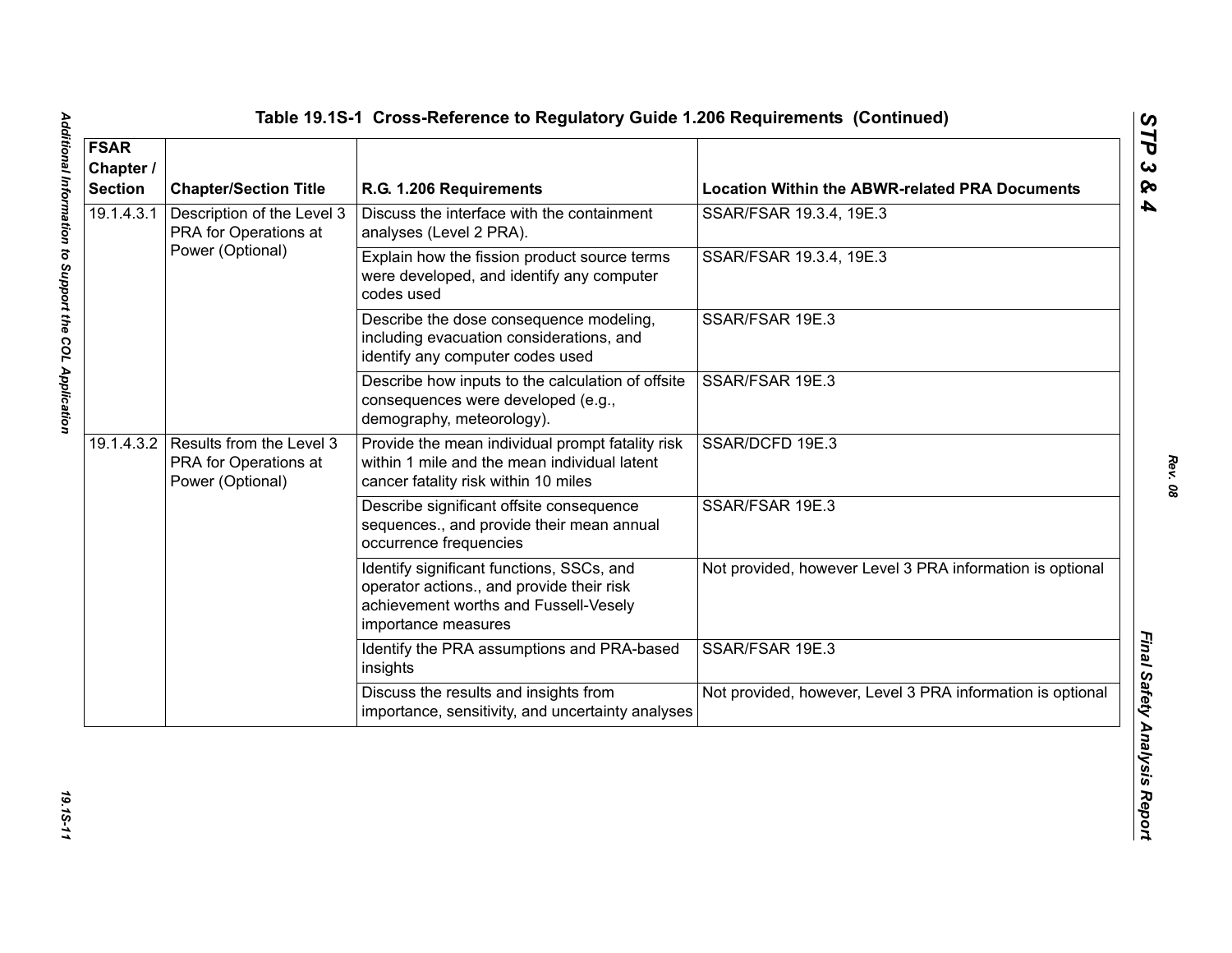## Table 19.1S-1 Cross-Reference to Regulatory Guide 1.206 Requirements (Continued)

| FSAR Chapter / Section | Chapter/Section Title | R.G. 1.206 Requirements | Location Within the ABWR-related PRA Documents |
|---|---|---|---|
| 19.1.4.3.1 | Description of the Level 3 PRA for Operations at Power (Optional) | Discuss the interface with the containment analyses (Level 2 PRA). | SSAR/FSAR 19.3.4, 19E.3 |
| | | Explain how the fission product source terms were developed, and identify any computer codes used | SSAR/FSAR 19.3.4, 19E.3 |
| | | Describe the dose consequence modeling, including evacuation considerations, and identify any computer codes used | SSAR/FSAR 19E.3 |
| | | Describe how inputs to the calculation of offsite consequences were developed (e.g., demography, meteorology). | SSAR/FSAR 19E.3 |
| 19.1.4.3.2 | Results from the Level 3 PRA for Operations at Power (Optional) | Provide the mean individual prompt fatality risk within 1 mile and the mean individual latent cancer fatality risk within 10 miles | SSAR/DCFD 19E.3 |
| | | Describe significant offsite consequence sequences., and provide their mean annual occurrence frequencies | SSAR/FSAR 19E.3 |
| | | Identify significant functions, SSCs, and operator actions., and provide their risk achievement worths and Fussell-Vesely importance measures | Not provided, however Level 3 PRA information is optional |
| | | Identify the PRA assumptions and PRA-based insights | SSAR/FSAR 19E.3 |
| | | Discuss the results and insights from importance, sensitivity, and uncertainty analyses | Not provided, however, Level 3 PRA information is optional |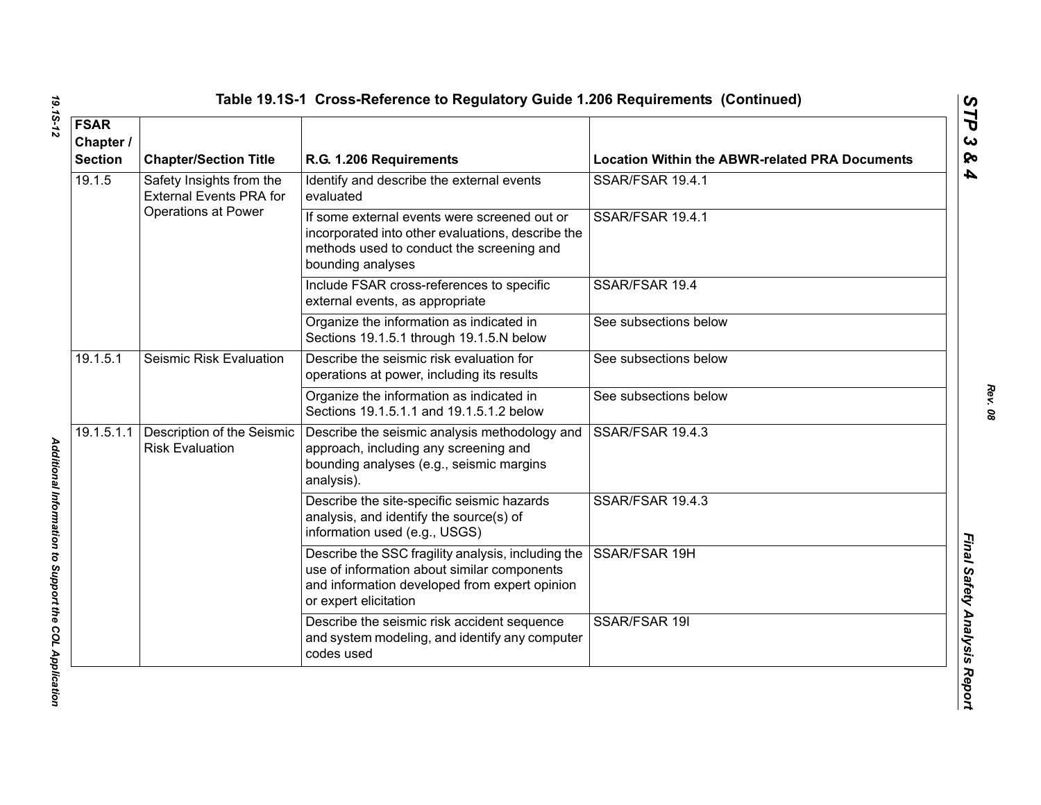## Table 19.1S-1 Cross-Reference to Regulatory Guide 1.206 Requirements (Continued)

| FSAR Chapter / Section | Chapter/Section Title | R.G. 1.206 Requirements | Location Within the ABWR-related PRA Documents |
|---|---|---|---|
| 19.1.5 | Safety Insights from the External Events PRA for Operations at Power | Identify and describe the external events evaluated | SSAR/FSAR 19.4.1 |
| | | If some external events were screened out or incorporated into other evaluations, describe the methods used to conduct the screening and bounding analyses | SSAR/FSAR 19.4.1 |
| | | Include FSAR cross-references to specific external events, as appropriate | SSAR/FSAR 19.4 |
| | | Organize the information as indicated in Sections 19.1.5.1 through 19.1.5.N below | See subsections below |
| 19.1.5.1 | Seismic Risk Evaluation | Describe the seismic risk evaluation for operations at power, including its results | See subsections below |
| | | Organize the information as indicated in Sections 19.1.5.1.1 and 19.1.5.1.2 below | See subsections below |
| 19.1.5.1.1 | Description of the Seismic Risk Evaluation | Describe the seismic analysis methodology and approach, including any screening and bounding analyses (e.g., seismic margins analysis). | SSAR/FSAR 19.4.3 |
| | | Describe the site-specific seismic hazards analysis, and identify the source(s) of information used (e.g., USGS) | SSAR/FSAR 19.4.3 |
| | | Describe the SSC fragility analysis, including the use of information about similar components and information developed from expert opinion or expert elicitation | SSAR/FSAR 19H |
| | | Describe the seismic risk accident sequence and system modeling, and identify any computer codes used | SSAR/FSAR 19I |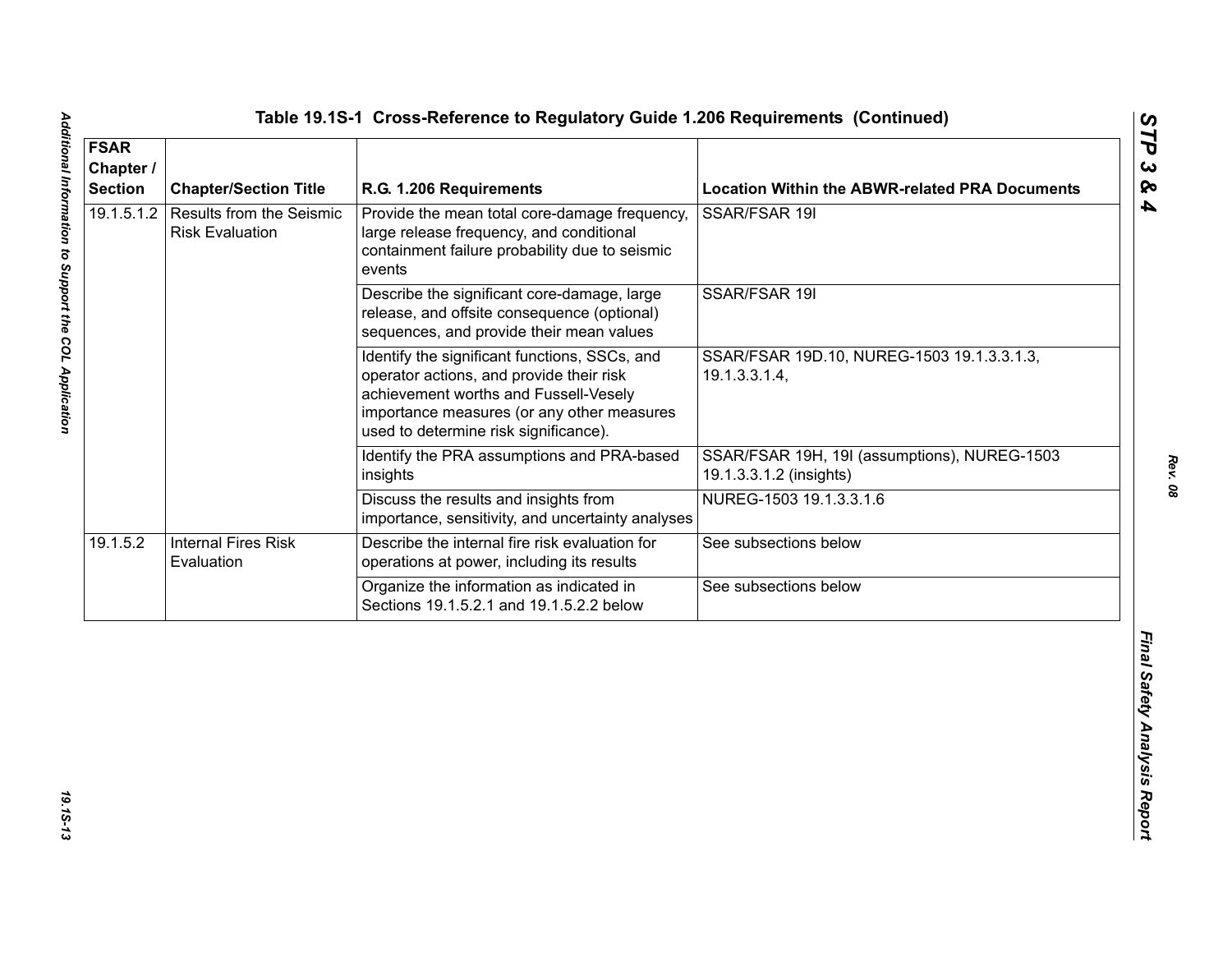**Table 19.1S-1 Cross-Reference to Regulatory Guide 1.206 Requirements (Continued)**

| FSAR Chapter / Section | Chapter/Section Title | R.G. 1.206 Requirements | Location Within the ABWR-related PRA Documents |
|---|---|---|---|
| 19.1.5.1.2 | Results from the Seismic Risk Evaluation | Provide the mean total core-damage frequency, large release frequency, and conditional containment failure probability due to seismic events | SSAR/FSAR 19I |
| | | Describe the significant core-damage, large release, and offsite consequence (optional) sequences, and provide their mean values | SSAR/FSAR 19I |
| | | Identify the significant functions, SSCs, and operator actions, and provide their risk achievement worths and Fussell-Vesely importance measures (or any other measures used to determine risk significance). | SSAR/FSAR 19D.10, NUREG-1503 19.1.3.3.1.3, 19.1.3.3.1.4, |
| | | Identify the PRA assumptions and PRA-based insights | SSAR/FSAR 19H, 19I (assumptions), NUREG-1503 19.1.3.3.1.2 (insights) |
| | | Discuss the results and insights from importance, sensitivity, and uncertainty analyses | NUREG-1503 19.1.3.3.1.6 |
| 19.1.5.2 | Internal Fires Risk Evaluation | Describe the internal fire risk evaluation for operations at power, including its results | See subsections below |
| | | Organize the information as indicated in Sections 19.1.5.2.1 and 19.1.5.2.2 below | See subsections below |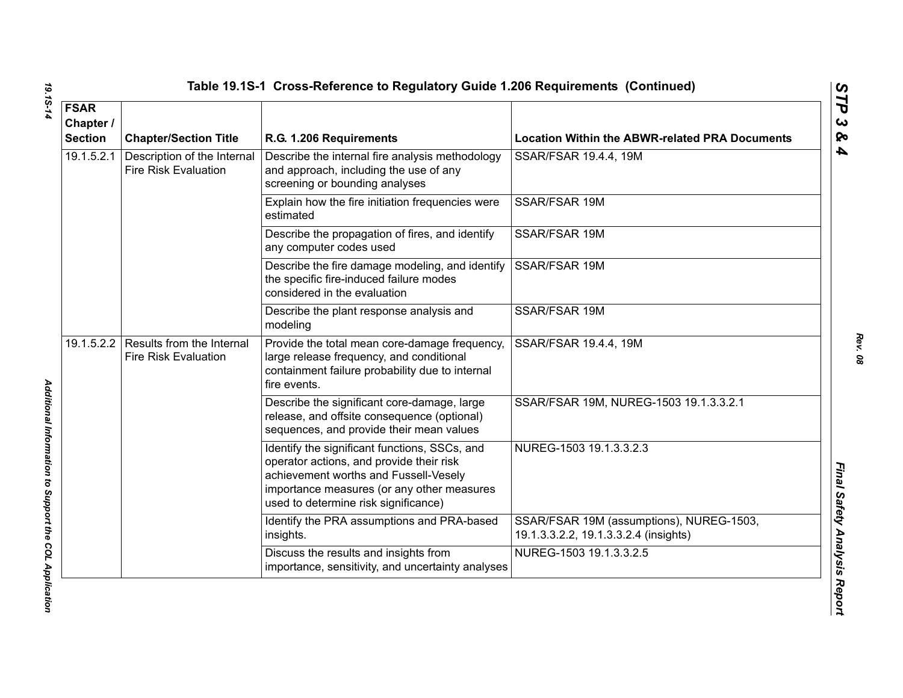### Table 19.1S-1 Cross-Reference to Regulatory Guide 1.206 Requirements (Continued)

| FSAR Chapter / Section | Chapter/Section Title | R.G. 1.206 Requirements | Location Within the ABWR-related PRA Documents |
|---|---|---|---|
| 19.1.5.2.1 | Description of the Internal Fire Risk Evaluation | Describe the internal fire analysis methodology and approach, including the use of any screening or bounding analyses | SSAR/FSAR 19.4.4, 19M |
| | | Explain how the fire initiation frequencies were estimated | SSAR/FSAR 19M |
| | | Describe the propagation of fires, and identify any computer codes used | SSAR/FSAR 19M |
| | | Describe the fire damage modeling, and identify the specific fire-induced failure modes considered in the evaluation | SSAR/FSAR 19M |
| | | Describe the plant response analysis and modeling | SSAR/FSAR 19M |
| 19.1.5.2.2 | Results from the Internal Fire Risk Evaluation | Provide the total mean core-damage frequency, large release frequency, and conditional containment failure probability due to internal fire events. | SSAR/FSAR 19.4.4, 19M |
| | | Describe the significant core-damage, large release, and offsite consequence (optional) sequences, and provide their mean values | SSAR/FSAR 19M, NUREG-1503 19.1.3.3.2.1 |
| | | Identify the significant functions, SSCs, and operator actions, and provide their risk achievement worths and Fussell-Vesely importance measures (or any other measures used to determine risk significance) | NUREG-1503 19.1.3.3.2.3 |
| | | Identify the PRA assumptions and PRA-based insights. | SSAR/FSAR 19M (assumptions), NUREG-1503, 19.1.3.3.2.2, 19.1.3.3.2.4 (insights) |
| | | Discuss the results and insights from importance, sensitivity, and uncertainty analyses | NUREG-1503 19.1.3.3.2.5 |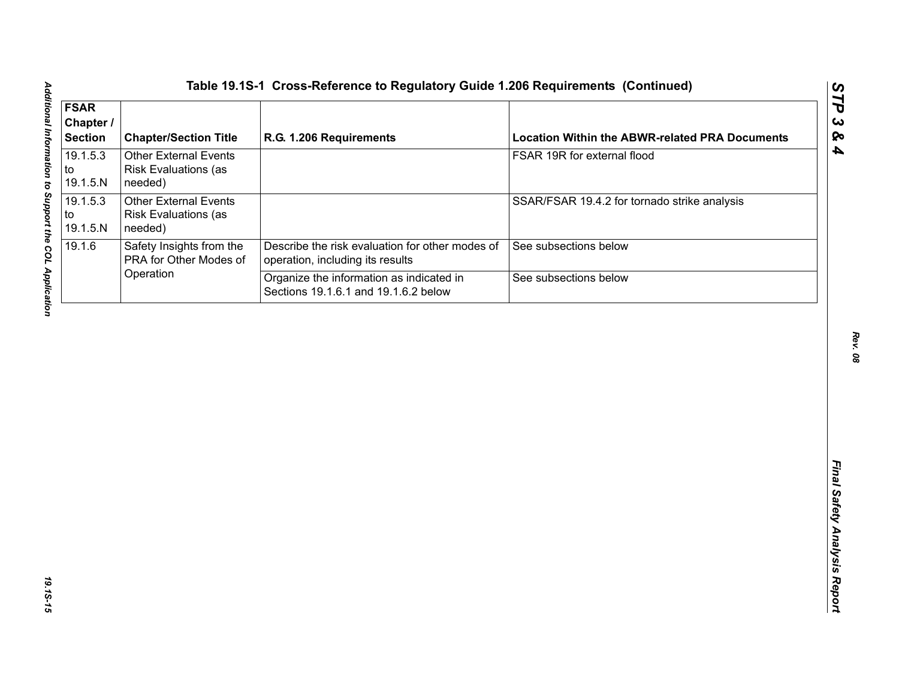## Table 19.1S-1 Cross-Reference to Regulatory Guide 1.206 Requirements (Continued)

| FSAR Chapter / Section | Chapter/Section Title | R.G. 1.206 Requirements | Location Within the ABWR-related PRA Documents |
|---|---|---|---|
| 19.1.5.3 to 19.1.5.N | Other External Events Risk Evaluations (as needed) | | FSAR 19R for external flood |
| 19.1.5.3 to 19.1.5.N | Other External Events Risk Evaluations (as needed) | | SSAR/FSAR 19.4.2 for tornado strike analysis |
| 19.1.6 | Safety Insights from the PRA for Other Modes of Operation | Describe the risk evaluation for other modes of operation, including its results | See subsections below |
| | | Organize the information as indicated in Sections 19.1.6.1 and 19.1.6.2 below | See subsections below |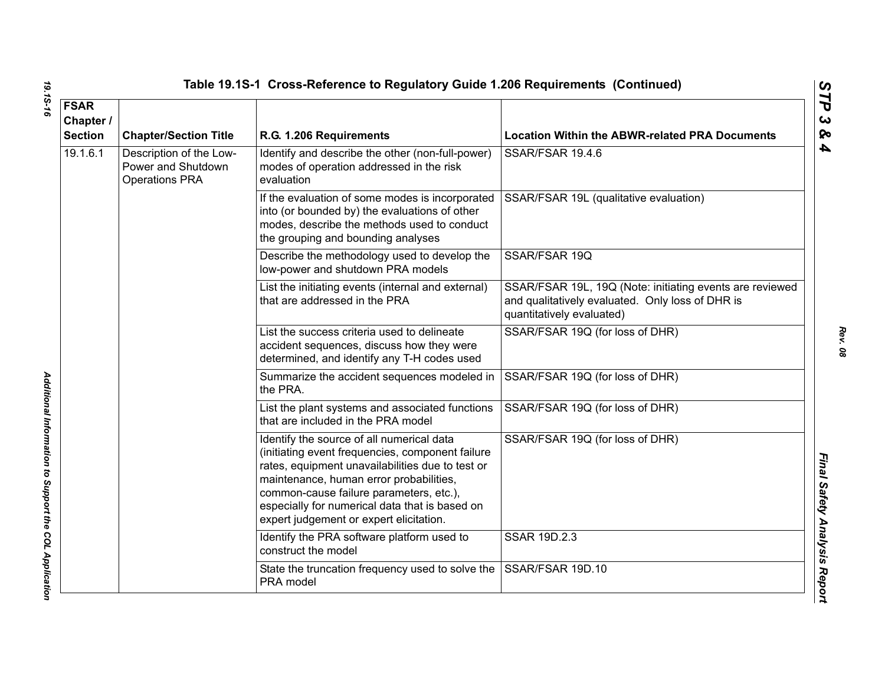## Table 19.1S-1 Cross-Reference to Regulatory Guide 1.206 Requirements (Continued)

| FSAR Chapter / Section | Chapter/Section Title | R.G. 1.206 Requirements | Location Within the ABWR-related PRA Documents |
|---|---|---|---|
| 19.1.6.1 | Description of the Low-Power and Shutdown Operations PRA | Identify and describe the other (non-full-power) modes of operation addressed in the risk evaluation | SSAR/FSAR 19.4.6 |
| | | If the evaluation of some modes is incorporated into (or bounded by) the evaluations of other modes, describe the methods used to conduct the grouping and bounding analyses | SSAR/FSAR 19L (qualitative evaluation) |
| | | Describe the methodology used to develop the low-power and shutdown PRA models | SSAR/FSAR 19Q |
| | | List the initiating events (internal and external) that are addressed in the PRA | SSAR/FSAR 19L, 19Q (Note: initiating events are reviewed and qualitatively evaluated. Only loss of DHR is quantitatively evaluated) |
| | | List the success criteria used to delineate accident sequences, discuss how they were determined, and identify any T-H codes used | SSAR/FSAR 19Q (for loss of DHR) |
| | | Summarize the accident sequences modeled in the PRA. | SSAR/FSAR 19Q (for loss of DHR) |
| | | List the plant systems and associated functions that are included in the PRA model | SSAR/FSAR 19Q (for loss of DHR) |
| | | Identify the source of all numerical data (initiating event frequencies, component failure rates, equipment unavailabilities due to test or maintenance, human error probabilities, common-cause failure parameters, etc.), especially for numerical data that is based on expert judgement or expert elicitation. | SSAR/FSAR 19Q (for loss of DHR) |
| | | Identify the PRA software platform used to construct the model | SSAR 19D.2.3 |
| | | State the truncation frequency used to solve the PRA model | SSAR/FSAR 19D.10 |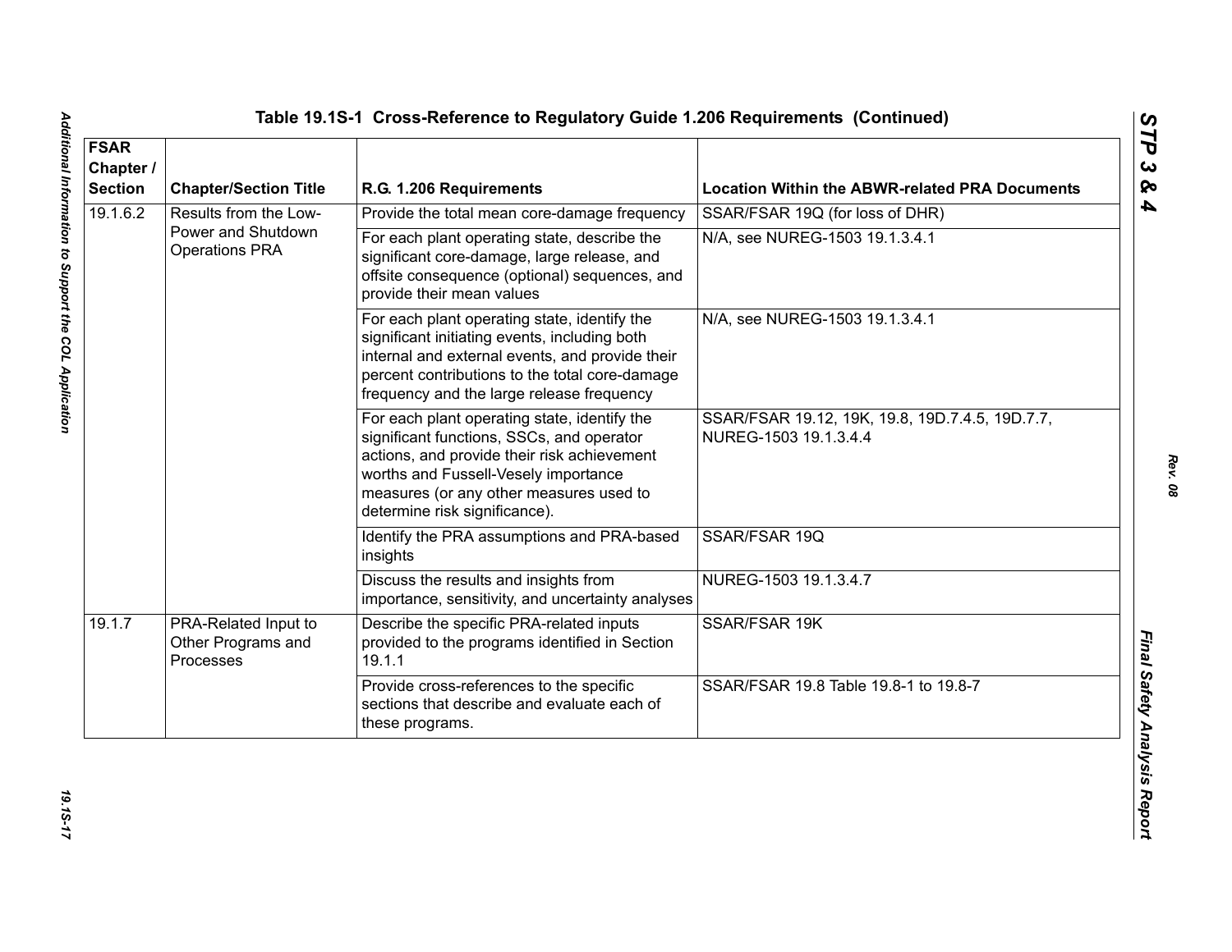## Table 19.1S-1 Cross-Reference to Regulatory Guide 1.206 Requirements (Continued)

| FSAR Chapter / Section | Chapter/Section Title | R.G. 1.206 Requirements | Location Within the ABWR-related PRA Documents |
|---|---|---|---|
| 19.1.6.2 | Results from the Low-Power and Shutdown Operations PRA | Provide the total mean core-damage frequency | SSAR/FSAR 19Q (for loss of DHR) |
| | | For each plant operating state, describe the significant core-damage, large release, and offsite consequence (optional) sequences, and provide their mean values | N/A, see NUREG-1503 19.1.3.4.1 |
| | | For each plant operating state, identify the significant initiating events, including both internal and external events, and provide their percent contributions to the total core-damage frequency and the large release frequency | N/A, see NUREG-1503 19.1.3.4.1 |
| | | For each plant operating state, identify the significant functions, SSCs, and operator actions, and provide their risk achievement worths and Fussell-Vesely importance measures (or any other measures used to determine risk significance). | SSAR/FSAR 19.12, 19K, 19.8, 19D.7.4.5, 19D.7.7, NUREG-1503 19.1.3.4.4 |
| | | Identify the PRA assumptions and PRA-based insights | SSAR/FSAR 19Q |
| | | Discuss the results and insights from importance, sensitivity, and uncertainty analyses | NUREG-1503 19.1.3.4.7 |
| 19.1.7 | PRA-Related Input to Other Programs and Processes | Describe the specific PRA-related inputs provided to the programs identified in Section 19.1.1 | SSAR/FSAR 19K |
| | | Provide cross-references to the specific sections that describe and evaluate each of these programs. | SSAR/FSAR 19.8 Table 19.8-1 to 19.8-7 |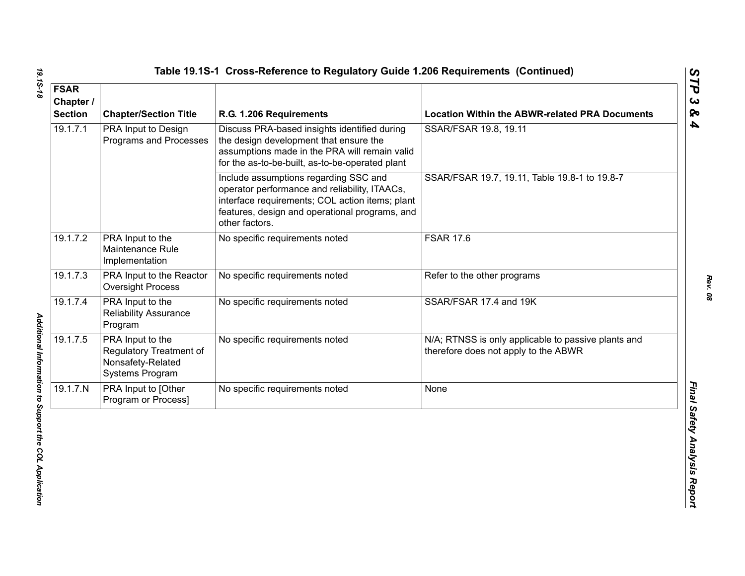## Table 19.1S-1 Cross-Reference to Regulatory Guide 1.206 Requirements (Continued)

| FSAR Chapter / Section | Chapter/Section Title | R.G. 1.206 Requirements | Location Within the ABWR-related PRA Documents |
|---|---|---|---|
| 19.1.7.1 | PRA Input to Design Programs and Processes | Discuss PRA-based insights identified during the design development that ensure the assumptions made in the PRA will remain valid for the as-to-be-built, as-to-be-operated plant | SSAR/FSAR 19.8, 19.11 |
| | | Include assumptions regarding SSC and operator performance and reliability, ITAACs, interface requirements; COL action items; plant features, design and operational programs, and other factors. | SSAR/FSAR 19.7, 19.11, Table 19.8-1 to 19.8-7 |
| 19.1.7.2 | PRA Input to the Maintenance Rule Implementation | No specific requirements noted | FSAR 17.6 |
| 19.1.7.3 | PRA Input to the Reactor Oversight Process | No specific requirements noted | Refer to the other programs |
| 19.1.7.4 | PRA Input to the Reliability Assurance Program | No specific requirements noted | SSAR/FSAR 17.4 and 19K |
| 19.1.7.5 | PRA Input to the Regulatory Treatment of Nonsafety-Related Systems Program | No specific requirements noted | N/A; RTNSS is only applicable to passive plants and therefore does not apply to the ABWR |
| 19.1.7.N | PRA Input to [Other Program or Process] | No specific requirements noted | None |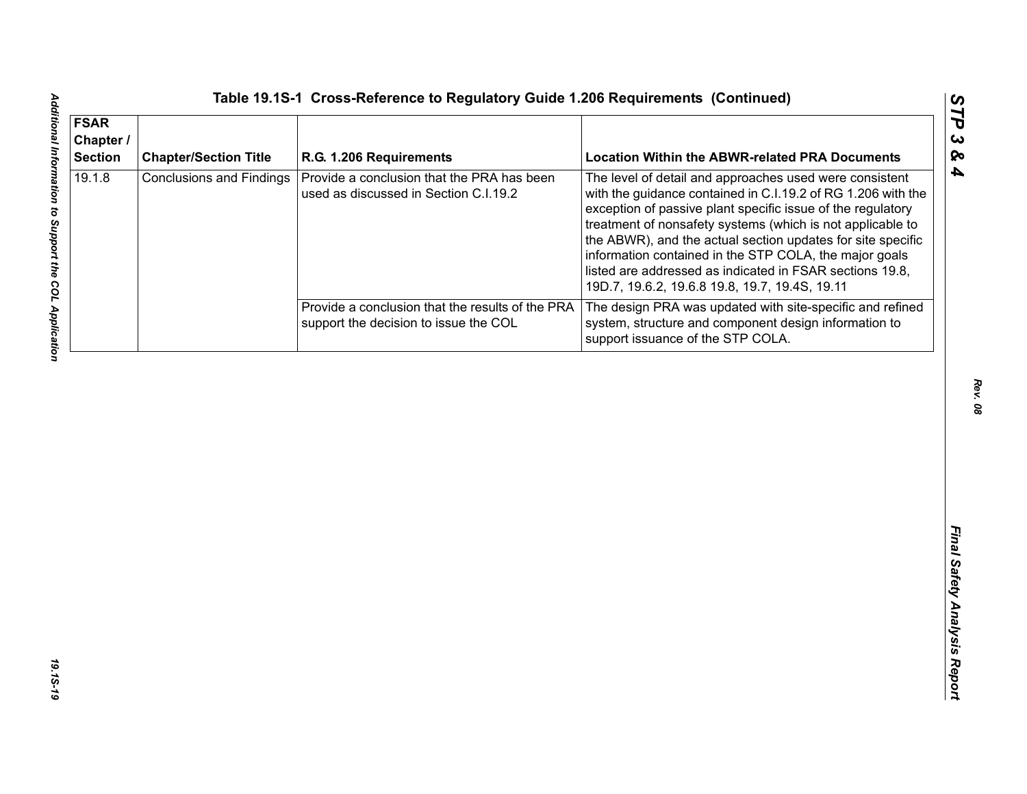## Table 19.1S-1 Cross-Reference to Regulatory Guide 1.206 Requirements (Continued)

| FSAR Chapter / Section | Chapter/Section Title | R.G. 1.206 Requirements | Location Within the ABWR-related PRA Documents |
|---|---|---|---|
| 19.1.8 | Conclusions and Findings | Provide a conclusion that the PRA has been used as discussed in Section C.I.19.2 | The level of detail and approaches used were consistent with the guidance contained in C.I.19.2 of RG 1.206 with the exception of passive plant specific issue of the regulatory treatment of nonsafety systems (which is not applicable to the ABWR), and the actual section updates for site specific information contained in the STP COLA, the major goals listed are addressed as indicated in FSAR sections 19.8, 19D.7, 19.6.2, 19.6.8 19.8, 19.7, 19.4S, 19.11 |
| | | Provide a conclusion that the results of the PRA support the decision to issue the COL | The design PRA was updated with site-specific and refined system, structure and component design information to support issuance of the STP COLA. |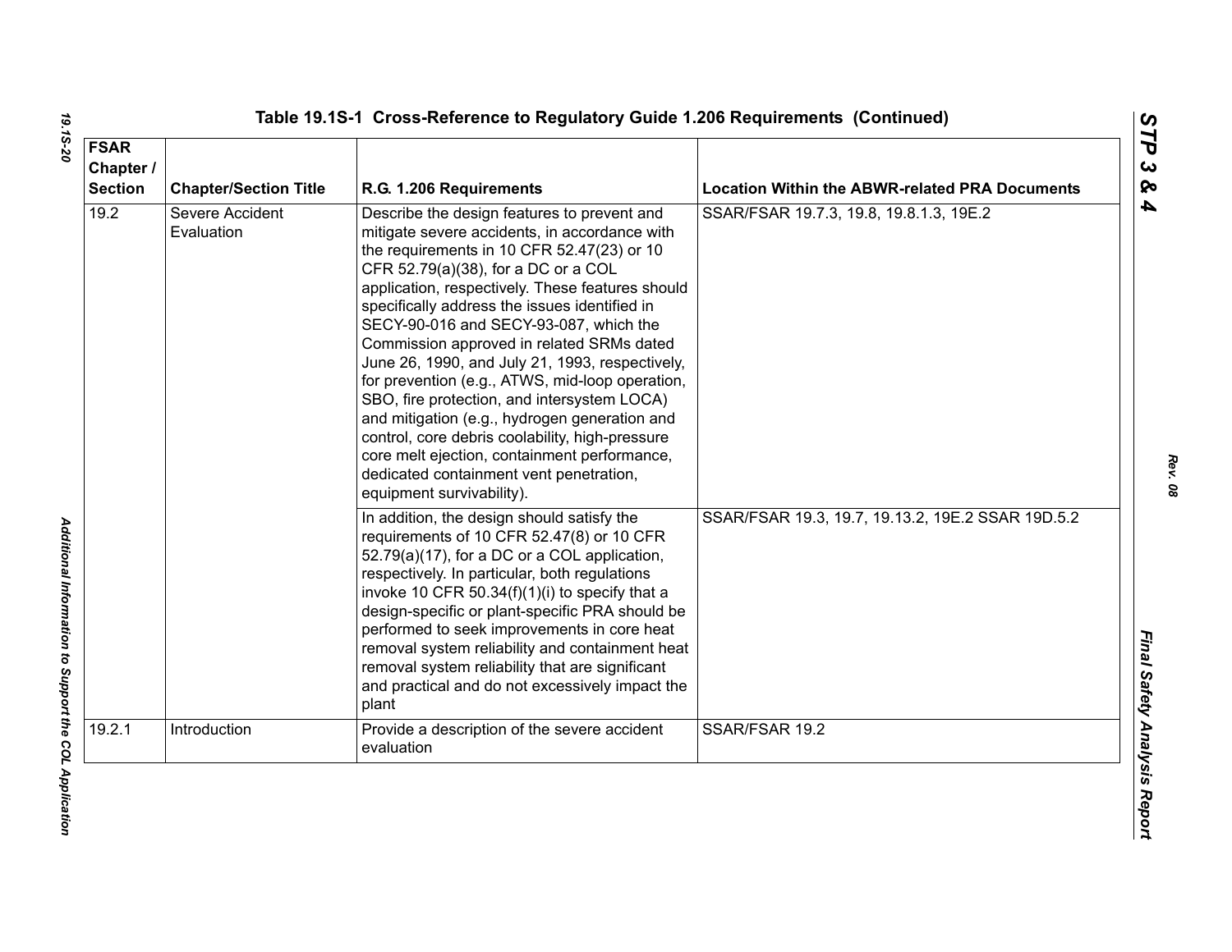## Table 19.1S-1 Cross-Reference to Regulatory Guide 1.206 Requirements (Continued)

| FSAR Chapter / Section | Chapter/Section Title | R.G. 1.206 Requirements | Location Within the ABWR-related PRA Documents |
|---|---|---|---|
| 19.2 | Severe Accident Evaluation | Describe the design features to prevent and mitigate severe accidents, in accordance with the requirements in 10 CFR 52.47(23) or 10 CFR 52.79(a)(38), for a DC or a COL application, respectively. These features should specifically address the issues identified in SECY-90-016 and SECY-93-087, which the Commission approved in related SRMs dated June 26, 1990, and July 21, 1993, respectively, for prevention (e.g., ATWS, mid-loop operation, SBO, fire protection, and intersystem LOCA) and mitigation (e.g., hydrogen generation and control, core debris coolability, high-pressure core melt ejection, containment performance, dedicated containment vent penetration, equipment survivability). | SSAR/FSAR 19.7.3, 19.8, 19.8.1.3, 19E.2 |
| | | In addition, the design should satisfy the requirements of 10 CFR 52.47(8) or 10 CFR 52.79(a)(17), for a DC or a COL application, respectively. In particular, both regulations invoke 10 CFR 50.34(f)(1)(i) to specify that a design-specific or plant-specific PRA should be performed to seek improvements in core heat removal system reliability and containment heat removal system reliability that are significant and practical and do not excessively impact the plant | SSAR/FSAR 19.3, 19.7, 19.13.2, 19E.2 SSAR 19D.5.2 |
| 19.2.1 | Introduction | Provide a description of the severe accident evaluation | SSAR/FSAR 19.2 |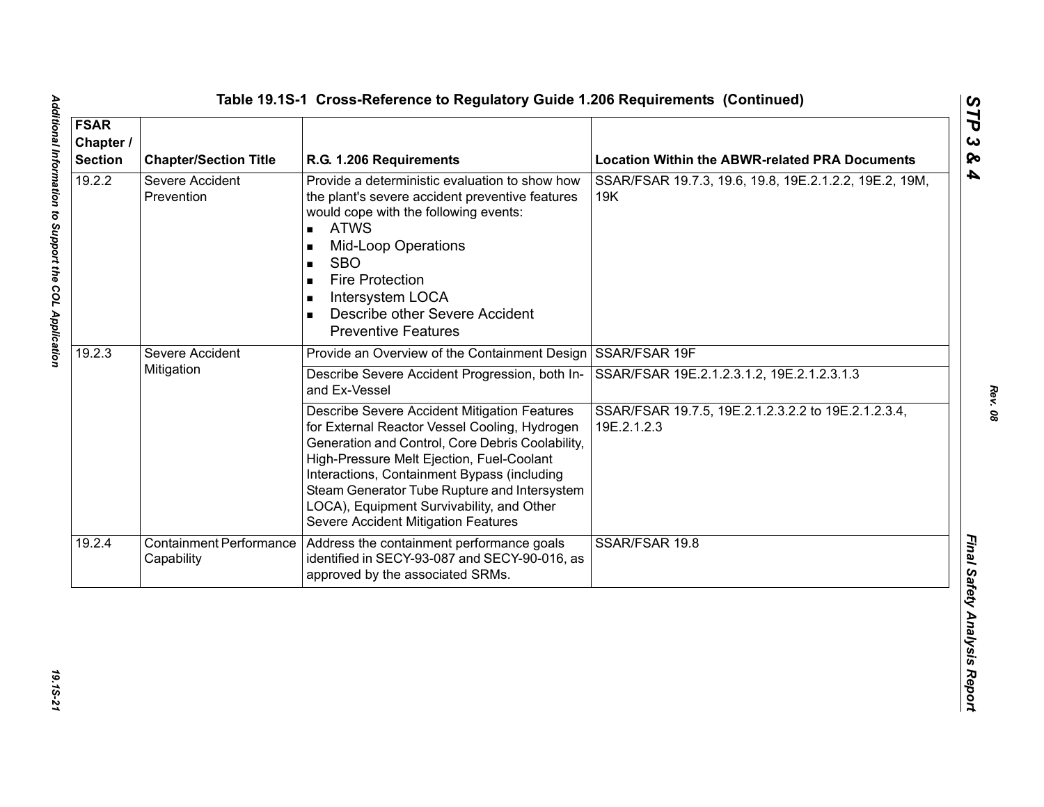## Table 19.1S-1 Cross-Reference to Regulatory Guide 1.206 Requirements (Continued)

| FSAR Chapter / Section | Chapter/Section Title | R.G. 1.206 Requirements | Location Within the ABWR-related PRA Documents |
|---|---|---|---|
| 19.2.2 | Severe Accident Prevention | Provide a deterministic evaluation to show how the plant's severe accident preventive features would cope with the following events: <br>▪ ATWS <br>▪ Mid-Loop Operations <br>▪ SBO <br>▪ Fire Protection <br>▪ Intersystem LOCA <br>▪ Describe other Severe Accident Preventive Features | SSAR/FSAR 19.7.3, 19.6, 19.8, 19E.2.1.2.2, 19E.2, 19M, 19K |
| 19.2.3 | Severe Accident Mitigation | Provide an Overview of the Containment Design | SSAR/FSAR 19F |
| | | Describe Severe Accident Progression, both In- and Ex-Vessel | SSAR/FSAR 19E.2.1.2.3.1.2, 19E.2.1.2.3.1.3 |
| | | Describe Severe Accident Mitigation Features for External Reactor Vessel Cooling, Hydrogen Generation and Control, Core Debris Coolability, High-Pressure Melt Ejection, Fuel-Coolant Interactions, Containment Bypass (including Steam Generator Tube Rupture and Intersystem LOCA), Equipment Survivability, and Other Severe Accident Mitigation Features | SSAR/FSAR 19.7.5, 19E.2.1.2.3.2.2 to 19E.2.1.2.3.4, 19E.2.1.2.3 |
| 19.2.4 | Containment Performance Capability | Address the containment performance goals identified in SECY-93-087 and SECY-90-016, as approved by the associated SRMs. | SSAR/FSAR 19.8 |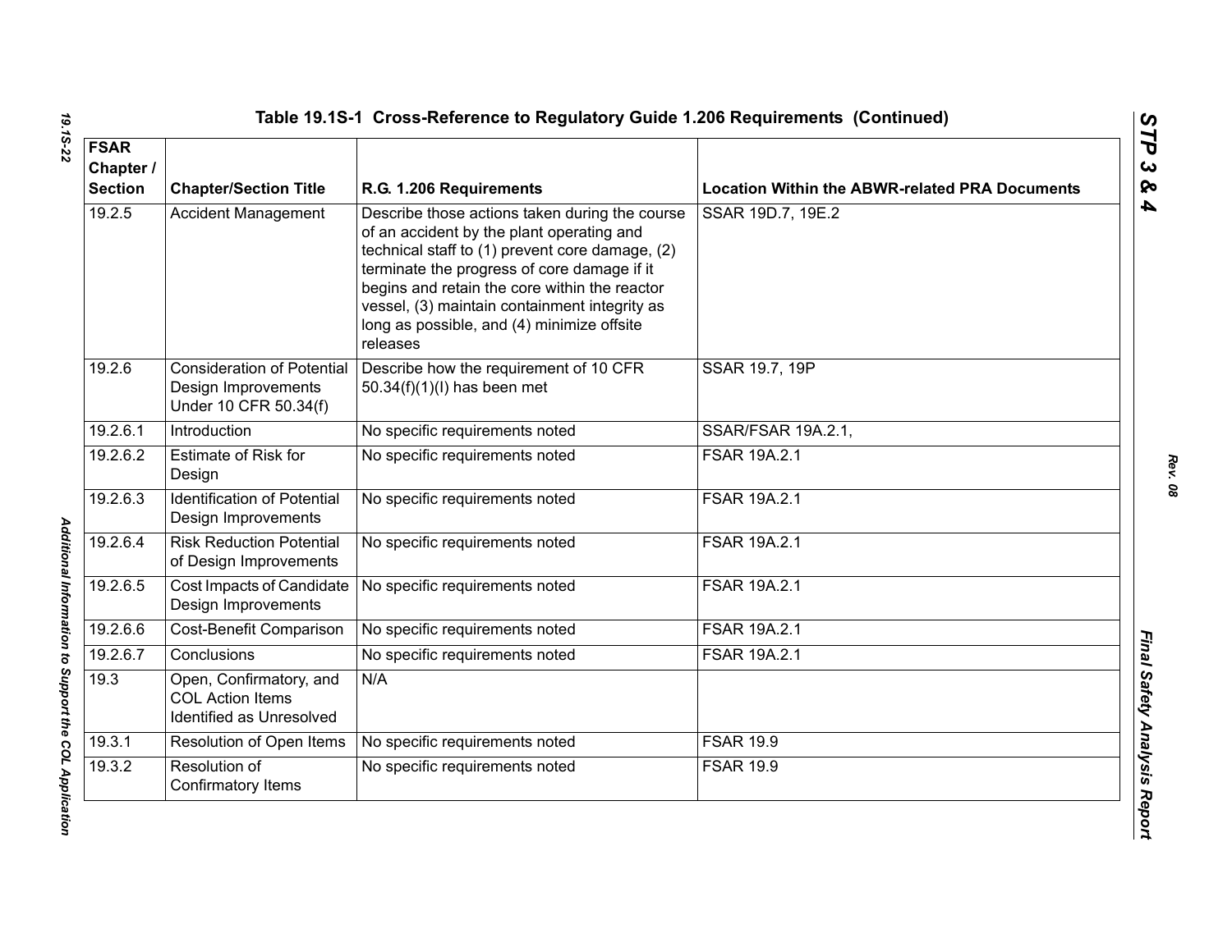**Table 19.1S-1 Cross-Reference to Regulatory Guide 1.206 Requirements (Continued)**

| FSAR Chapter / Section | Chapter/Section Title | R.G. 1.206 Requirements | Location Within the ABWR-related PRA Documents |
|---|---|---|---|
| 19.2.5 | Accident Management | Describe those actions taken during the course of an accident by the plant operating and technical staff to (1) prevent core damage, (2) terminate the progress of core damage if it begins and retain the core within the reactor vessel, (3) maintain containment integrity as long as possible, and (4) minimize offsite releases | SSAR 19D.7, 19E.2 |
| 19.2.6 | Consideration of Potential Design Improvements Under 10 CFR 50.34(f) | Describe how the requirement of 10 CFR 50.34(f)(1)(I) has been met | SSAR 19.7, 19P |
| 19.2.6.1 | Introduction | No specific requirements noted | SSAR/FSAR 19A.2.1, |
| 19.2.6.2 | Estimate of Risk for Design | No specific requirements noted | FSAR 19A.2.1 |
| 19.2.6.3 | Identification of Potential Design Improvements | No specific requirements noted | FSAR 19A.2.1 |
| 19.2.6.4 | Risk Reduction Potential of Design Improvements | No specific requirements noted | FSAR 19A.2.1 |
| 19.2.6.5 | Cost Impacts of Candidate Design Improvements | No specific requirements noted | FSAR 19A.2.1 |
| 19.2.6.6 | Cost-Benefit Comparison | No specific requirements noted | FSAR 19A.2.1 |
| 19.2.6.7 | Conclusions | No specific requirements noted | FSAR 19A.2.1 |
| 19.3 | Open, Confirmatory, and COL Action Items Identified as Unresolved | N/A | |
| 19.3.1 | Resolution of Open Items | No specific requirements noted | FSAR 19.9 |
| 19.3.2 | Resolution of Confirmatory Items | No specific requirements noted | FSAR 19.9 |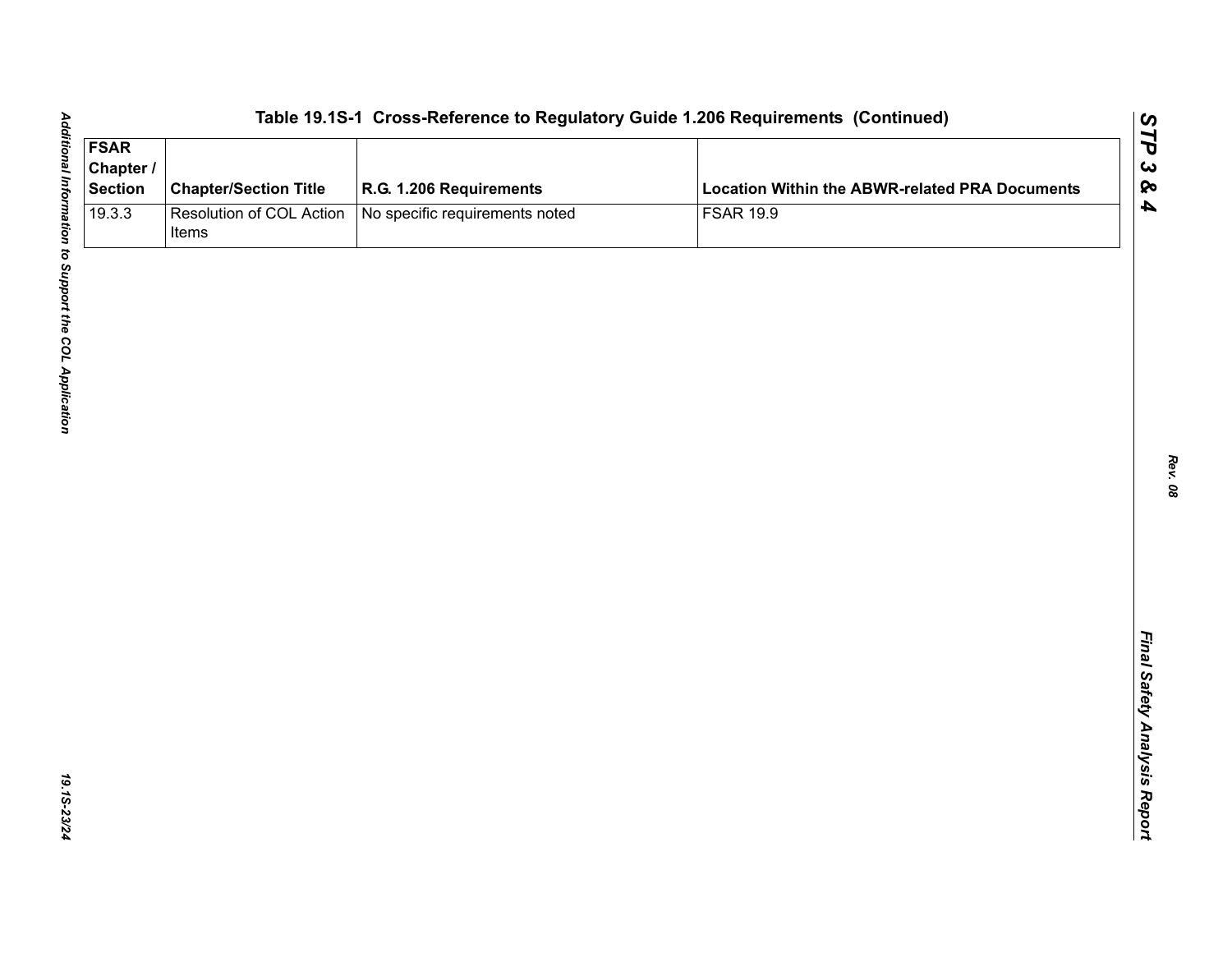## Table 19.1S-1 Cross-Reference to Regulatory Guide 1.206 Requirements (Continued)

| FSAR Chapter / Section | Chapter/Section Title | R.G. 1.206 Requirements | Location Within the ABWR-related PRA Documents |
|---|---|---|---|
| 19.3.3 | Resolution of COL Action Items | No specific requirements noted | FSAR 19.9 |